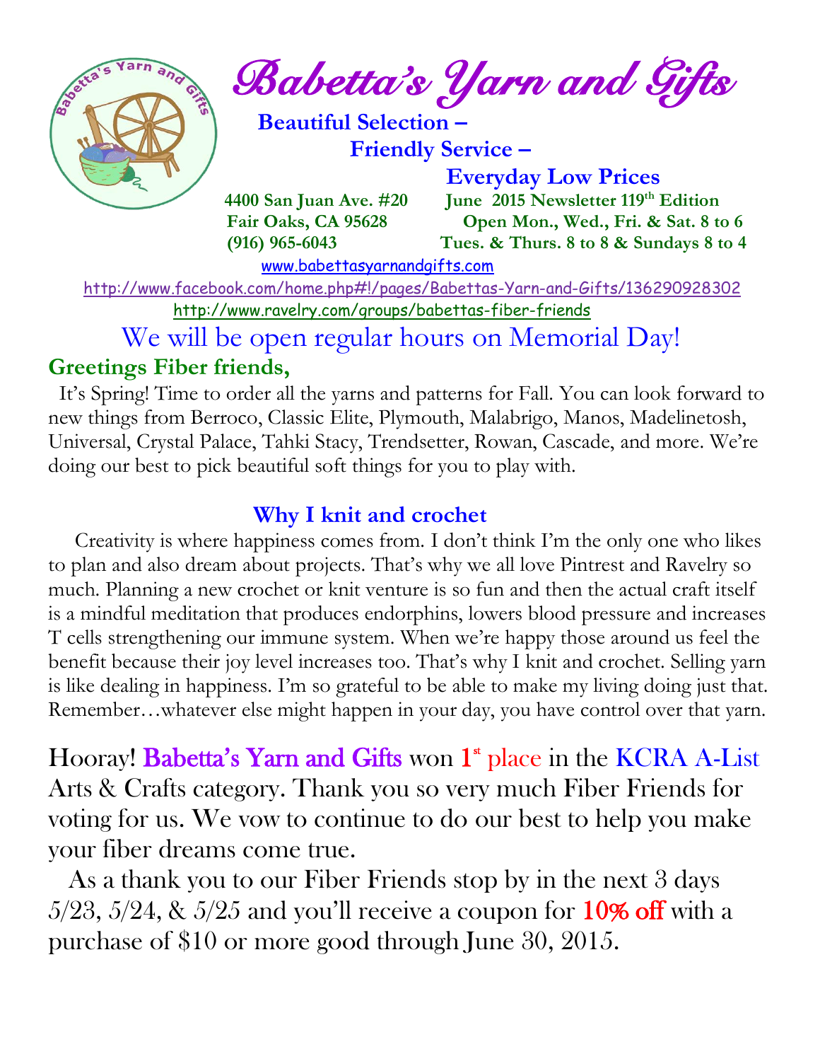# Babetta's Yarn and Gifts

**Beautiful Selection –**
**Friendly Service –**
**Everyday Low Prices**

**4400 San Juan Ave. #20**
**Fair Oaks, CA 95628**
**(916) 965-6043**

**June 2015 Newsletter 119th Edition**
**Open Mon., Wed., Fri. & Sat. 8 to 6**
**Tues. & Thurs. 8 to 8 & Sundays 8 to 4**

www.babettasyarnandgifts.com

http://www.facebook.com/home.php#!/pages/Babettas-Yarn-and-Gifts/136290928302

http://www.ravelry.com/groups/babettas-fiber-friends

## We will be open regular hours on Memorial Day!

### Greetings Fiber friends,

It's Spring! Time to order all the yarns and patterns for Fall. You can look forward to new things from Berroco, Classic Elite, Plymouth, Malabrigo, Manos, Madelinetosh, Universal, Crystal Palace, Tahki Stacy, Trendsetter, Rowan, Cascade, and more. We're doing our best to pick beautiful soft things for you to play with.

### Why I knit and crochet

Creativity is where happiness comes from. I don't think I'm the only one who likes to plan and also dream about projects. That's why we all love Pintrest and Ravelry so much. Planning a new crochet or knit venture is so fun and then the actual craft itself is a mindful meditation that produces endorphins, lowers blood pressure and increases T cells strengthening our immune system. When we're happy those around us feel the benefit because their joy level increases too. That's why I knit and crochet. Selling yarn is like dealing in happiness. I'm so grateful to be able to make my living doing just that. Remember…whatever else might happen in your day, you have control over that yarn.

Hooray! Babetta's Yarn and Gifts won 1st place in the KCRA A-List Arts & Crafts category. Thank you so very much Fiber Friends for voting for us. We vow to continue to do our best to help you make your fiber dreams come true.

As a thank you to our Fiber Friends stop by in the next 3 days 5/23, 5/24, & 5/25 and you'll receive a coupon for **10% off** with a purchase of $10 or more good through June 30, 2015.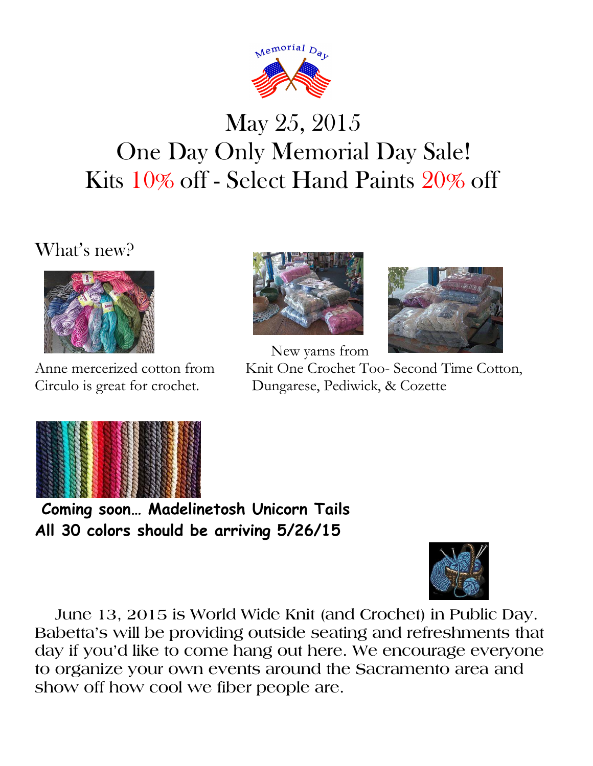# May 25, 2015
# One Day Only Memorial Day Sale!
# Kits 10% off - Select Hand Paints 20% off

## What's new?

Anne mercerized cotton from Circulo is great for crochet.

New yarns from Knit One Crochet Too- Second Time Cotton, Dungarese, Pediwick, & Cozette

**Coming soon… Madelinetosh Unicorn Tails**
**All 30 colors should be arriving 5/26/15**

June 13, 2015 is World Wide Knit (and Crochet) in Public Day. Babetta's will be providing outside seating and refreshments that day if you'd like to come hang out here. We encourage everyone to organize your own events around the Sacramento area and show off how cool we fiber people are.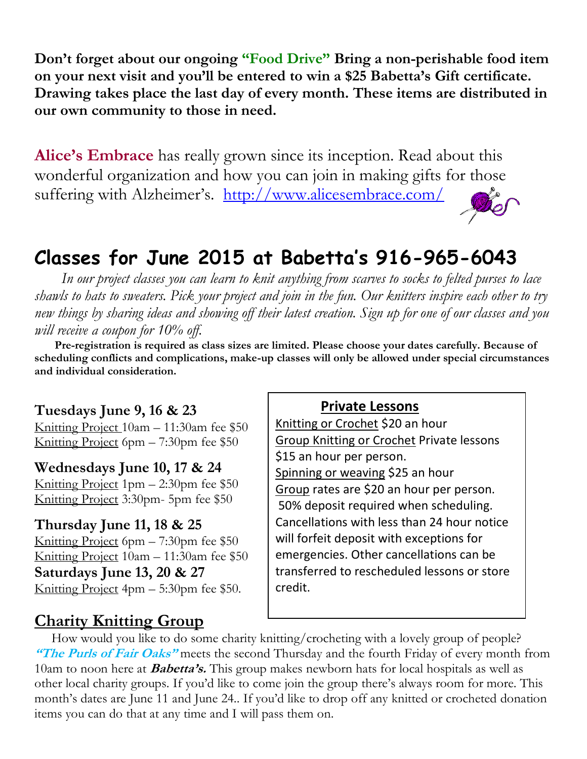**Don't forget about our ongoing "Food Drive" Bring a non-perishable food item on your next visit and you'll be entered to win a $25 Babetta's Gift certificate. Drawing takes place the last day of every month. These items are distributed in our own community to those in need.**

**Alice's Embrace** has really grown since its inception. Read about this wonderful organization and how you can join in making gifts for those suffering with Alzheimer's. http://www.alicesembrace.com/

# Classes for June 2015 at Babetta's 916-965-6043

*In our project classes you can learn to knit anything from scarves to socks to felted purses to lace shawls to hats to sweaters. Pick your project and join in the fun. Our knitters inspire each other to try new things by sharing ideas and showing off their latest creation. Sign up for one of our classes and you will receive a coupon for 10% off.*

**Pre-registration is required as class sizes are limited. Please choose your dates carefully. Because of scheduling conflicts and complications, make-up classes will only be allowed under special circumstances and individual consideration.**

**Tuesdays June 9, 16 & 23**
Knitting Project 10am – 11:30am fee $50
Knitting Project 6pm – 7:30pm fee $50

**Wednesdays June 10, 17 & 24**
Knitting Project 1pm – 2:30pm fee $50
Knitting Project 3:30pm- 5pm fee $50

**Thursday June 11, 18 & 25**
Knitting Project 6pm – 7:30pm fee $50
Knitting Project 10am – 11:30am fee $50

**Saturdays June 13, 20 & 27**
Knitting Project 4pm – 5:30pm fee $50.

**Private Lessons**

Knitting or Crochet $20 an hour
Group Knitting or Crochet Private lessons $15 an hour per person.
Spinning or weaving $25 an hour
Group rates are $20 an hour per person.
50% deposit required when scheduling. Cancellations with less than 24 hour notice will forfeit deposit with exceptions for emergencies. Other cancellations can be transferred to rescheduled lessons or store credit.

## Charity Knitting Group

How would you like to do some charity knitting/crocheting with a lovely group of people? ***"The Purls of Fair Oaks"*** meets the second Thursday and the fourth Friday of every month from 10am to noon here at ***Babetta's.*** This group makes newborn hats for local hospitals as well as other local charity groups. If you'd like to come join the group there's always room for more. This month's dates are June 11 and June 24.. If you'd like to drop off any knitted or crocheted donation items you can do that at any time and I will pass them on.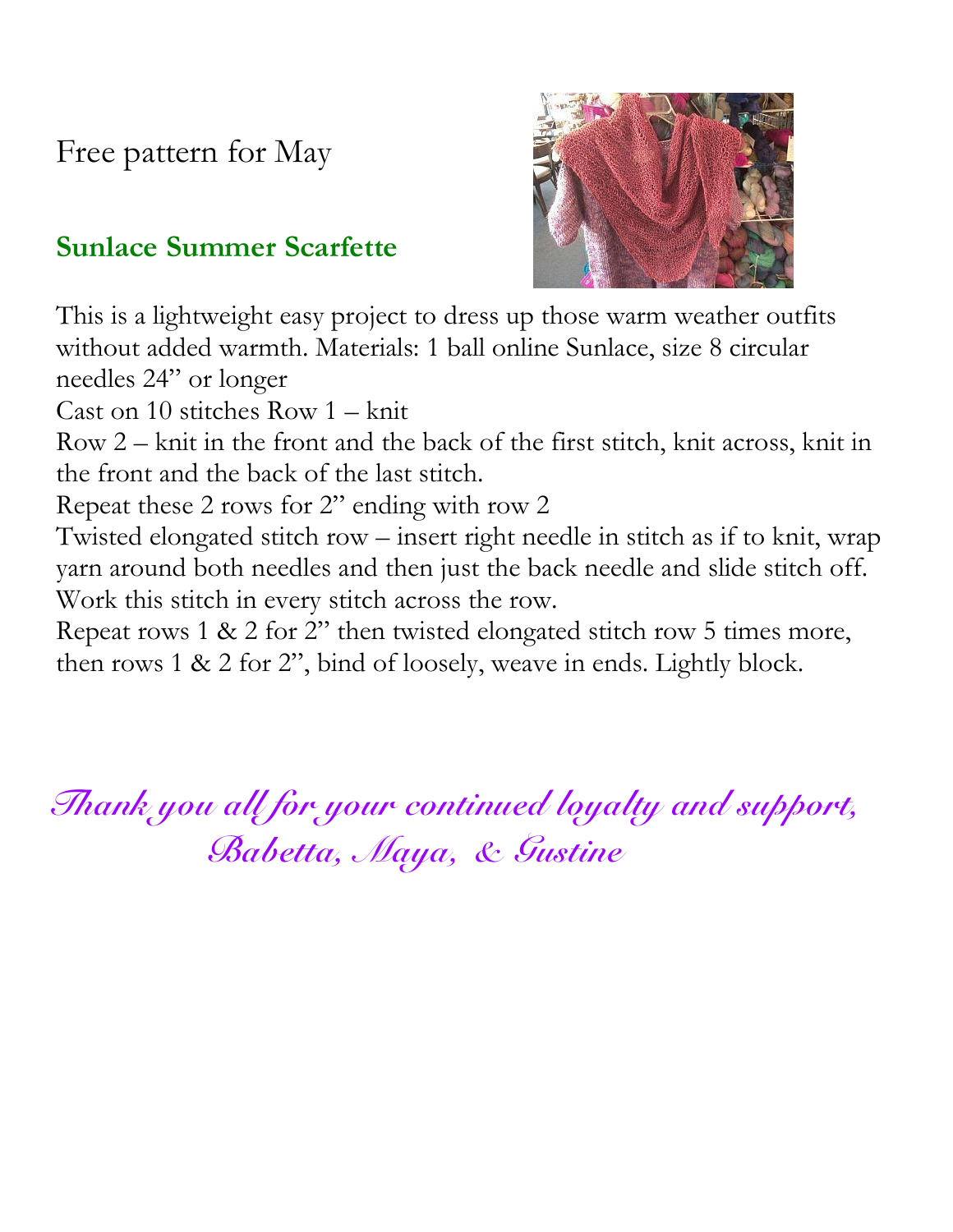Free pattern for May

## Sunlace Summer Scarfette

This is a lightweight easy project to dress up those warm weather outfits without added warmth. Materials: 1 ball online Sunlace, size 8 circular needles 24" or longer

Cast on 10 stitches Row 1 – knit

Row 2 – knit in the front and the back of the first stitch, knit across, knit in the front and the back of the last stitch.

Repeat these 2 rows for 2" ending with row 2

Twisted elongated stitch row – insert right needle in stitch as if to knit, wrap yarn around both needles and then just the back needle and slide stitch off. Work this stitch in every stitch across the row.

Repeat rows 1 & 2 for 2" then twisted elongated stitch row 5 times more, then rows 1 & 2 for 2", bind of loosely, weave in ends. Lightly block.

*Thank you all for your continued loyalty and support,*
*Babetta, Maya, & Gustine*